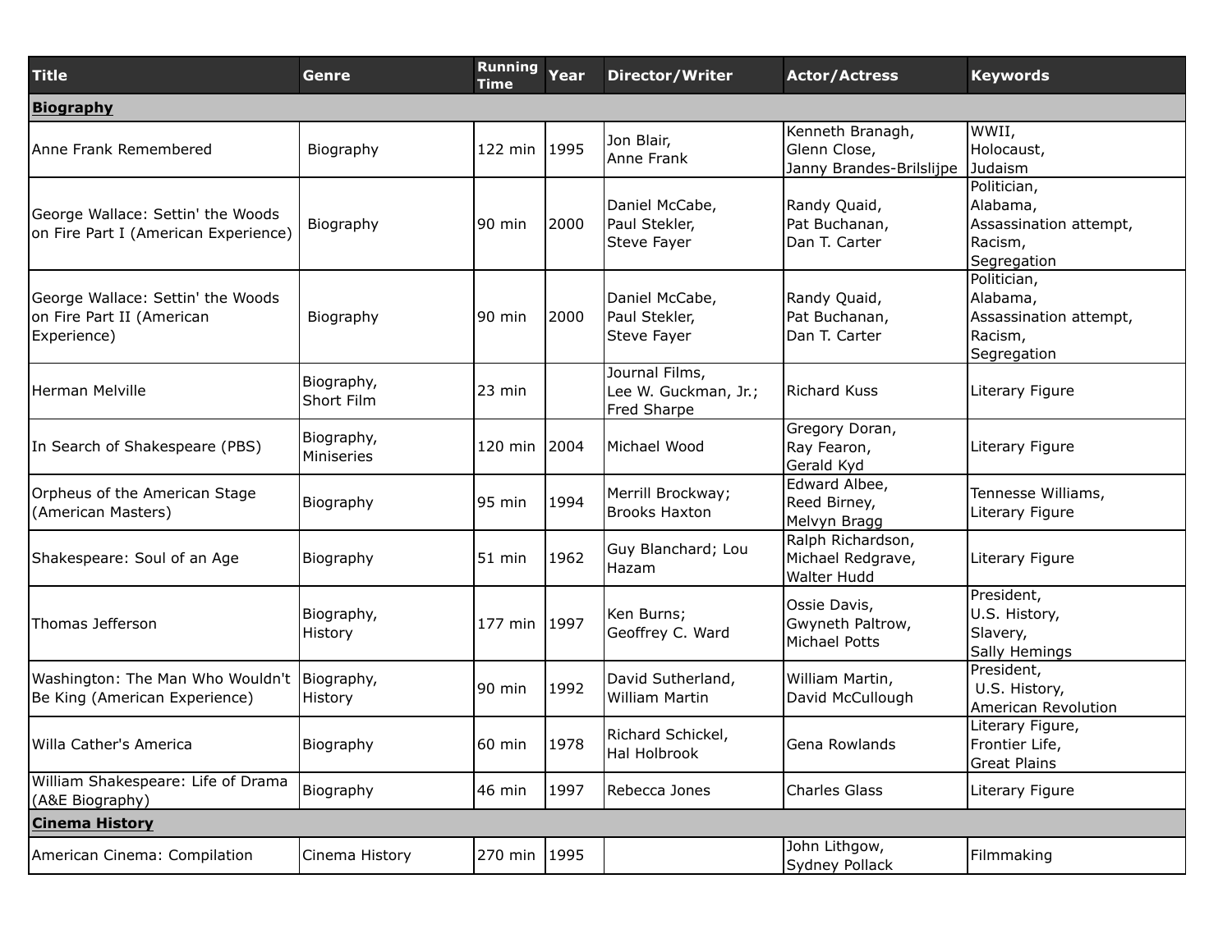| Title | Genre | Running Time | Year | Director/Writer | Actor/Actress | Keywords |
|---|---|---|---|---|---|---|
| **Biography** | | | | | | |
| Anne Frank Remembered | Biography | 122 min | 1995 | Jon Blair, Anne Frank | Kenneth Branagh, Glenn Close, Janny Brandes-Brilslijpe | WWII, Holocaust, Judaism |
| George Wallace: Settin' the Woods on Fire Part I (American Experience) | Biography | 90 min | 2000 | Daniel McCabe, Paul Stekler, Steve Fayer | Randy Quaid, Pat Buchanan, Dan T. Carter | Politician, Alabama, Assassination attempt, Racism, Segregation |
| George Wallace: Settin' the Woods on Fire Part II (American Experience) | Biography | 90 min | 2000 | Daniel McCabe, Paul Stekler, Steve Fayer | Randy Quaid, Pat Buchanan, Dan T. Carter | Politician, Alabama, Assassination attempt, Racism, Segregation |
| Herman Melville | Biography, Short Film | 23 min | | Journal Films, Lee W. Guckman, Jr.; Fred Sharpe | Richard Kuss | Literary Figure |
| In Search of Shakespeare (PBS) | Biography, Miniseries | 120 min | 2004 | Michael Wood | Gregory Doran, Ray Fearon, Gerald Kyd | Literary Figure |
| Orpheus of the American Stage (American Masters) | Biography | 95 min | 1994 | Merrill Brockway; Brooks Haxton | Edward Albee, Reed Birney, Melvyn Bragg | Tennesse Williams, Literary Figure |
| Shakespeare: Soul of an Age | Biography | 51 min | 1962 | Guy Blanchard; Lou Hazam | Ralph Richardson, Michael Redgrave, Walter Hudd | Literary Figure |
| Thomas Jefferson | Biography, History | 177 min | 1997 | Ken Burns; Geoffrey C. Ward | Ossie Davis, Gwyneth Paltrow, Michael Potts | President, U.S. History, Slavery, Sally Hemings |
| Washington: The Man Who Wouldn't Be King (American Experience) | Biography, History | 90 min | 1992 | David Sutherland, William Martin | William Martin, David McCullough | President, U.S. History, American Revolution |
| Willa Cather's America | Biography | 60 min | 1978 | Richard Schickel, Hal Holbrook | Gena Rowlands | Literary Figure, Frontier Life, Great Plains |
| William Shakespeare: Life of Drama (A&E Biography) | Biography | 46 min | 1997 | Rebecca Jones | Charles Glass | Literary Figure |
| **Cinema History** | | | | | | |
| American Cinema: Compilation | Cinema History | 270 min | 1995 | | John Lithgow, Sydney Pollack | Filmmaking |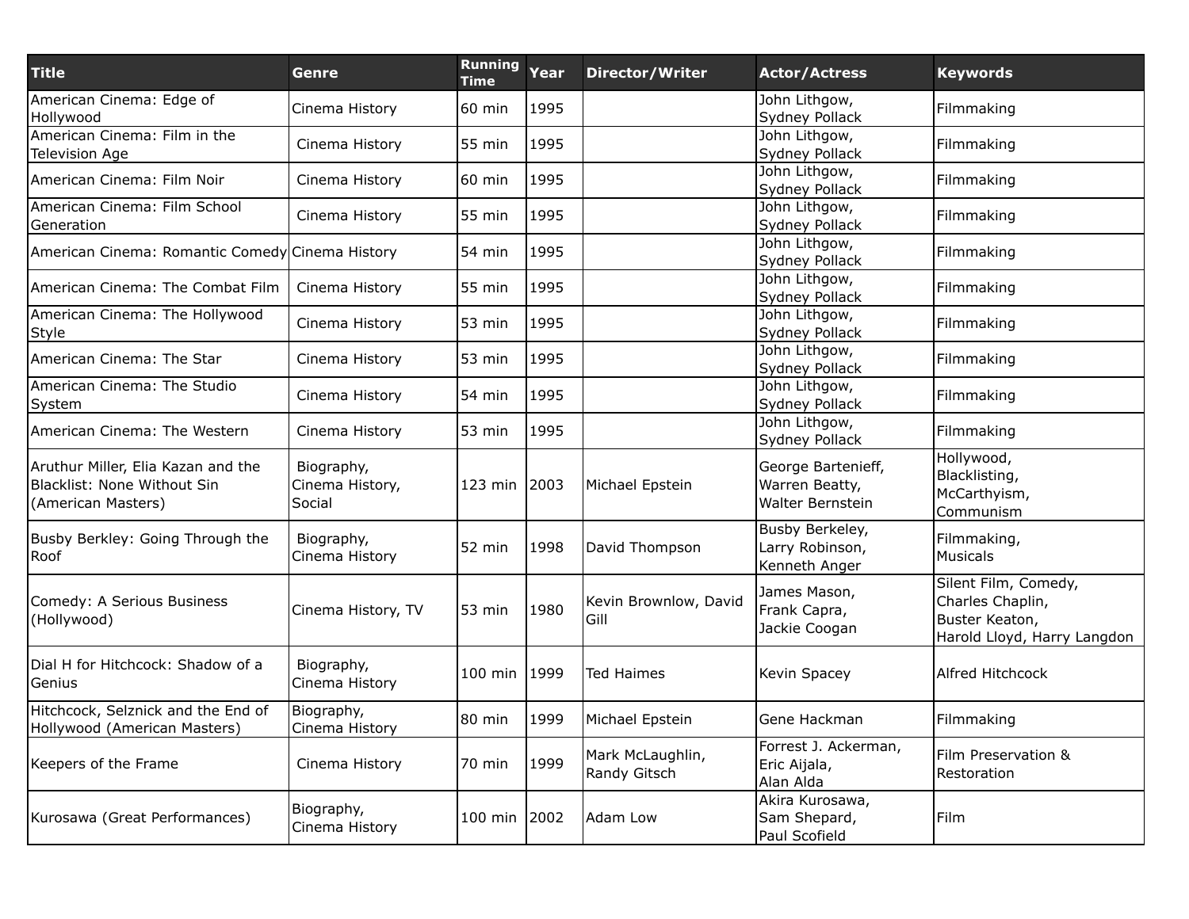| Title | Genre | Running Time | Year | Director/Writer | Actor/Actress | Keywords |
|---|---|---|---|---|---|---|
| American Cinema: Edge of Hollywood | Cinema History | 60 min | 1995 | | John Lithgow, Sydney Pollack | Filmmaking |
| American Cinema: Film in the Television Age | Cinema History | 55 min | 1995 | | John Lithgow, Sydney Pollack | Filmmaking |
| American Cinema: Film Noir | Cinema History | 60 min | 1995 | | John Lithgow, Sydney Pollack | Filmmaking |
| American Cinema: Film School Generation | Cinema History | 55 min | 1995 | | John Lithgow, Sydney Pollack | Filmmaking |
| American Cinema: Romantic Comedy | Cinema History | 54 min | 1995 | | John Lithgow, Sydney Pollack | Filmmaking |
| American Cinema: The Combat Film | Cinema History | 55 min | 1995 | | John Lithgow, Sydney Pollack | Filmmaking |
| American Cinema: The Hollywood Style | Cinema History | 53 min | 1995 | | John Lithgow, Sydney Pollack | Filmmaking |
| American Cinema: The Star | Cinema History | 53 min | 1995 | | John Lithgow, Sydney Pollack | Filmmaking |
| American Cinema: The Studio System | Cinema History | 54 min | 1995 | | John Lithgow, Sydney Pollack | Filmmaking |
| American Cinema: The Western | Cinema History | 53 min | 1995 | | John Lithgow, Sydney Pollack | Filmmaking |
| Aruthur Miller, Elia Kazan and the Blacklist: None Without Sin (American Masters) | Biography, Cinema History, Social | 123 min | 2003 | Michael Epstein | George Bartenieff, Warren Beatty, Walter Bernstein | Hollywood, Blacklisting, McCarthyism, Communism |
| Busby Berkley: Going Through the Roof | Biography, Cinema History | 52 min | 1998 | David Thompson | Busby Berkeley, Larry Robinson, Kenneth Anger | Filmmaking, Musicals |
| Comedy: A Serious Business (Hollywood) | Cinema History, TV | 53 min | 1980 | Kevin Brownlow, David Gill | James Mason, Frank Capra, Jackie Coogan | Silent Film, Comedy, Charles Chaplin, Buster Keaton, Harold Lloyd, Harry Langdon |
| Dial H for Hitchcock: Shadow of a Genius | Biography, Cinema History | 100 min | 1999 | Ted Haimes | Kevin Spacey | Alfred Hitchcock |
| Hitchcock, Selznick and the End of Hollywood (American Masters) | Biography, Cinema History | 80 min | 1999 | Michael Epstein | Gene Hackman | Filmmaking |
| Keepers of the Frame | Cinema History | 70 min | 1999 | Mark McLaughlin, Randy Gitsch | Forrest J. Ackerman, Eric Aijala, Alan Alda | Film Preservation & Restoration |
| Kurosawa (Great Performances) | Biography, Cinema History | 100 min | 2002 | Adam Low | Akira Kurosawa, Sam Shepard, Paul Scofield | Film |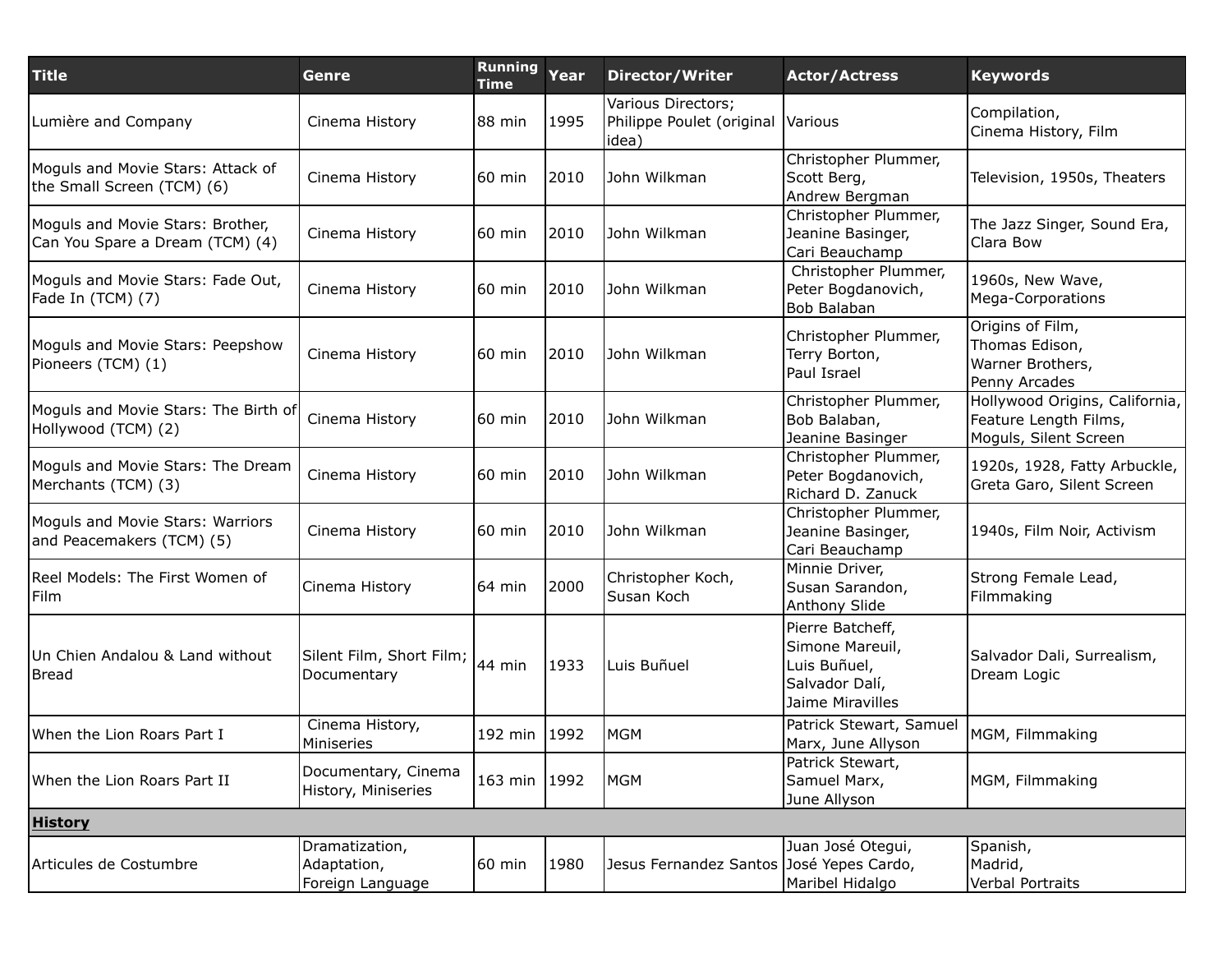| Title | Genre | Running Time | Year | Director/Writer | Actor/Actress | Keywords |
|---|---|---|---|---|---|---|
| Lumière and Company | Cinema History | 88 min | 1995 | Various Directors; Philippe Poulet (original idea) | Various | Compilation, Cinema History, Film |
| Moguls and Movie Stars: Attack of the Small Screen (TCM) (6) | Cinema History | 60 min | 2010 | John Wilkman | Christopher Plummer, Scott Berg, Andrew Bergman | Television, 1950s, Theaters |
| Moguls and Movie Stars: Brother, Can You Spare a Dream (TCM) (4) | Cinema History | 60 min | 2010 | John Wilkman | Christopher Plummer, Jeanine Basinger, Cari Beauchamp | The Jazz Singer, Sound Era, Clara Bow |
| Moguls and Movie Stars: Fade Out, Fade In (TCM) (7) | Cinema History | 60 min | 2010 | John Wilkman | Christopher Plummer, Peter Bogdanovich, Bob Balaban | 1960s, New Wave, Mega-Corporations |
| Moguls and Movie Stars: Peepshow Pioneers (TCM) (1) | Cinema History | 60 min | 2010 | John Wilkman | Christopher Plummer, Terry Borton, Paul Israel | Origins of Film, Thomas Edison, Warner Brothers, Penny Arcades |
| Moguls and Movie Stars: The Birth of Hollywood (TCM) (2) | Cinema History | 60 min | 2010 | John Wilkman | Christopher Plummer, Bob Balaban, Jeanine Basinger | Hollywood Origins, California, Feature Length Films, Moguls, Silent Screen |
| Moguls and Movie Stars: The Dream Merchants (TCM) (3) | Cinema History | 60 min | 2010 | John Wilkman | Christopher Plummer, Peter Bogdanovich, Richard D. Zanuck | 1920s, 1928, Fatty Arbuckle, Greta Garo, Silent Screen |
| Moguls and Movie Stars: Warriors and Peacemakers (TCM) (5) | Cinema History | 60 min | 2010 | John Wilkman | Christopher Plummer, Jeanine Basinger, Cari Beauchamp | 1940s, Film Noir, Activism |
| Reel Models: The First Women of Film | Cinema History | 64 min | 2000 | Christopher Koch, Susan Koch | Minnie Driver, Susan Sarandon, Anthony Slide | Strong Female Lead, Filmmaking |
| Un Chien Andalou & Land without Bread | Silent Film, Short Film; Documentary | 44 min | 1933 | Luis Buñuel | Pierre Batcheff, Simone Mareuil, Luis Buñuel, Salvador Dalí, Jaime Miravilles | Salvador Dali, Surrealism, Dream Logic |
| When the Lion Roars Part I | Cinema History, Miniseries | 192 min | 1992 | MGM | Patrick Stewart, Samuel Marx, June Allyson | MGM, Filmmaking |
| When the Lion Roars Part II | Documentary, Cinema History, Miniseries | 163 min | 1992 | MGM | Patrick Stewart, Samuel Marx, June Allyson | MGM, Filmmaking |
| **History** | | | | | | |
| Articules de Costumbre | Dramatization, Adaptation, Foreign Language | 60 min | 1980 | Jesus Fernandez Santos | Juan José Otegui, José Yepes Cardo, Maribel Hidalgo | Spanish, Madrid, Verbal Portraits |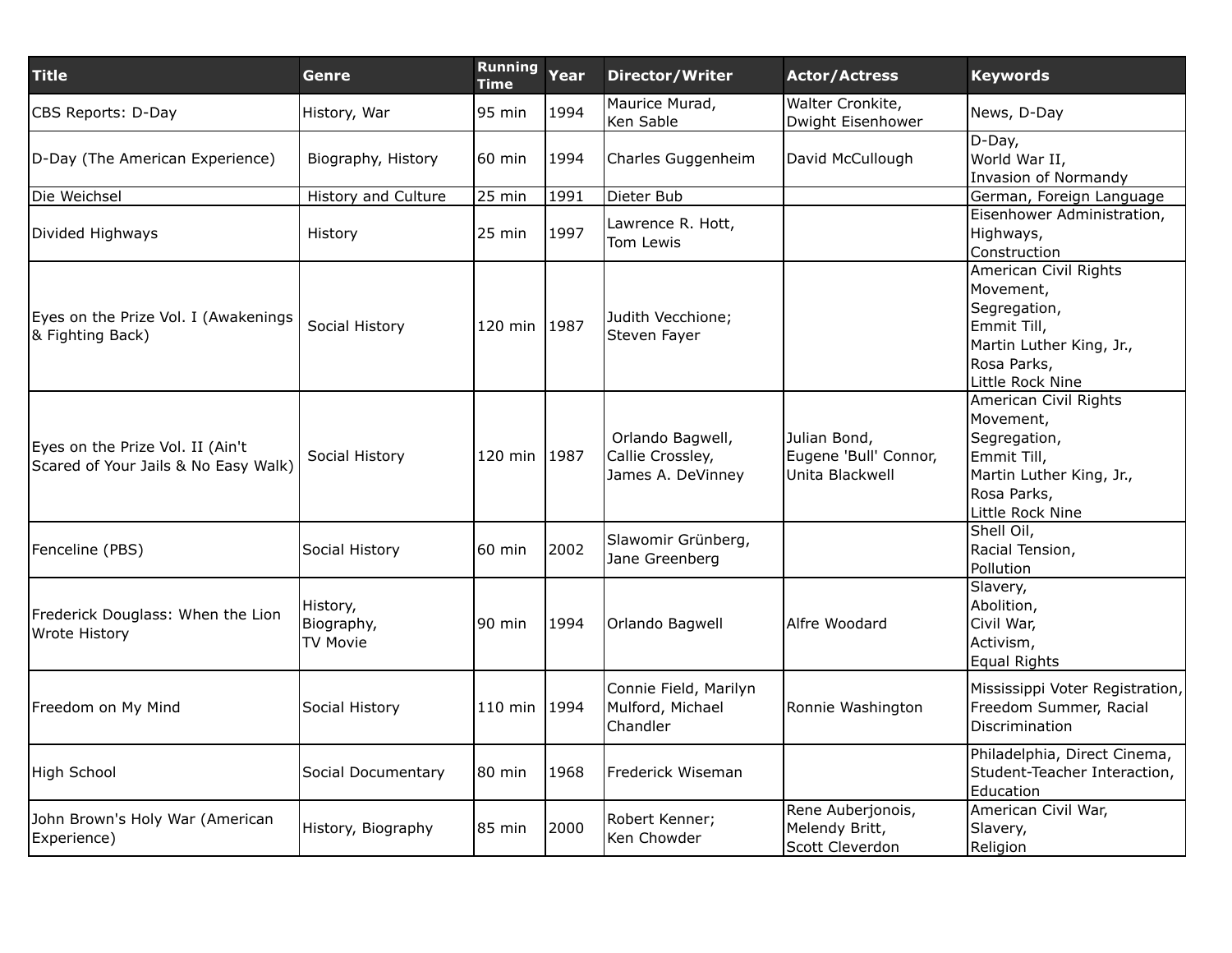| Title | Genre | Running Time | Year | Director/Writer | Actor/Actress | Keywords |
|---|---|---|---|---|---|---|
| CBS Reports: D-Day | History, War | 95 min | 1994 | Maurice Murad, Ken Sable | Walter Cronkite, Dwight Eisenhower | News, D-Day |
| D-Day (The American Experience) | Biography, History | 60 min | 1994 | Charles Guggenheim | David McCullough | D-Day, World War II, Invasion of Normandy |
| Die Weichsel | History and Culture | 25 min | 1991 | Dieter Bub | | German, Foreign Language |
| Divided Highways | History | 25 min | 1997 | Lawrence R. Hott, Tom Lewis | | Eisenhower Administration, Highways, Construction |
| Eyes on the Prize Vol. I (Awakenings & Fighting Back) | Social History | 120 min | 1987 | Judith Vecchione; Steven Fayer | | American Civil Rights Movement, Segregation, Emmit Till, Martin Luther King, Jr., Rosa Parks, Little Rock Nine |
| Eyes on the Prize Vol. II (Ain't Scared of Your Jails & No Easy Walk) | Social History | 120 min | 1987 | Orlando Bagwell, Callie Crossley, James A. DeVinney | Julian Bond, Eugene 'Bull' Connor, Unita Blackwell | American Civil Rights Movement, Segregation, Emmit Till, Martin Luther King, Jr., Rosa Parks, Little Rock Nine |
| Fenceline (PBS) | Social History | 60 min | 2002 | Slawomir Grünberg, Jane Greenberg | | Shell Oil, Racial Tension, Pollution |
| Frederick Douglass: When the Lion Wrote History | History, Biography, TV Movie | 90 min | 1994 | Orlando Bagwell | Alfre Woodard | Slavery, Abolition, Civil War, Activism, Equal Rights |
| Freedom on My Mind | Social History | 110 min | 1994 | Connie Field, Marilyn Mulford, Michael Chandler | Ronnie Washington | Mississippi Voter Registration, Freedom Summer, Racial Discrimination |
| High School | Social Documentary | 80 min | 1968 | Frederick Wiseman | | Philadelphia, Direct Cinema, Student-Teacher Interaction, Education |
| John Brown's Holy War (American Experience) | History, Biography | 85 min | 2000 | Robert Kenner; Ken Chowder | Rene Auberjonois, Melendy Britt, Scott Cleverdon | American Civil War, Slavery, Religion |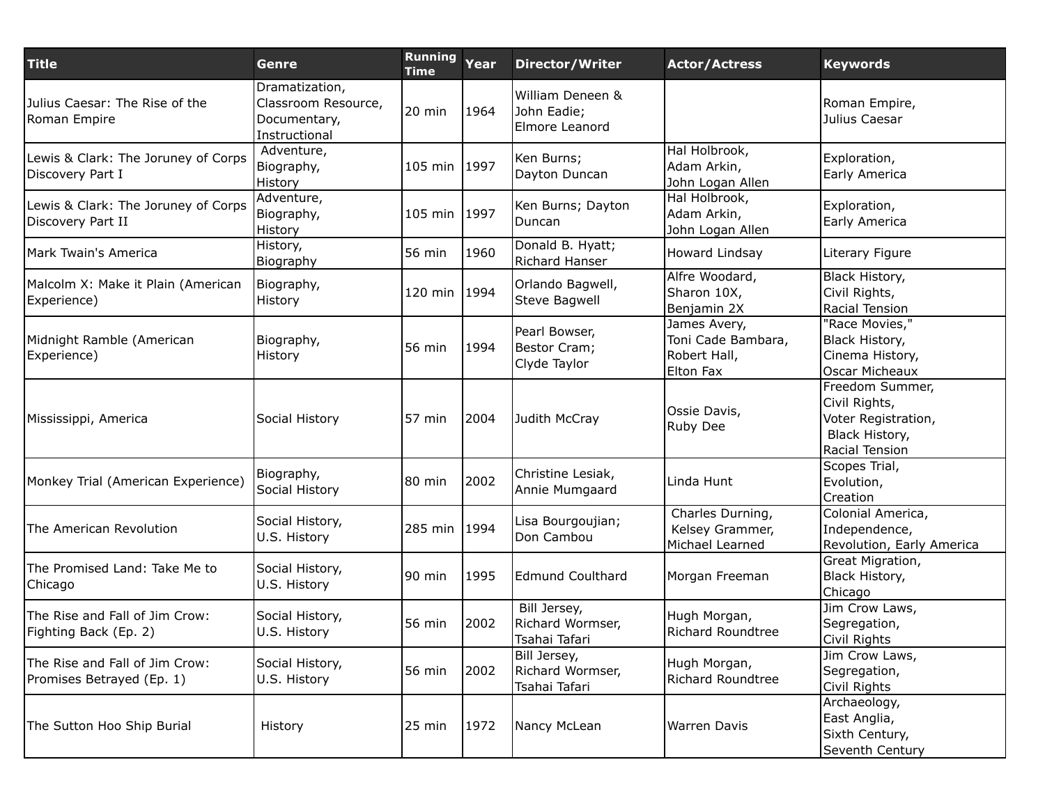| Title | Genre | Running Time | Year | Director/Writer | Actor/Actress | Keywords |
|---|---|---|---|---|---|---|
| Julius Caesar: The Rise of the Roman Empire | Dramatization, Classroom Resource, Documentary, Instructional | 20 min | 1964 | William Deneen & John Eadie; Elmore Leanord | | Roman Empire, Julius Caesar |
| Lewis & Clark: The Joruney of Corps Discovery Part I | Adventure, Biography, History | 105 min | 1997 | Ken Burns; Dayton Duncan | Hal Holbrook, Adam Arkin, John Logan Allen | Exploration, Early America |
| Lewis & Clark: The Joruney of Corps Discovery Part II | Adventure, Biography, History | 105 min | 1997 | Ken Burns; Dayton Duncan | Hal Holbrook, Adam Arkin, John Logan Allen | Exploration, Early America |
| Mark Twain's America | History, Biography | 56 min | 1960 | Donald B. Hyatt; Richard Hanser | Howard Lindsay | Literary Figure |
| Malcolm X: Make it Plain (American Experience) | Biography, History | 120 min | 1994 | Orlando Bagwell, Steve Bagwell | Alfre Woodard, Sharon 10X, Benjamin 2X | Black History, Civil Rights, Racial Tension |
| Midnight Ramble (American Experience) | Biography, History | 56 min | 1994 | Pearl Bowser, Bestor Cram; Clyde Taylor | James Avery, Toni Cade Bambara, Robert Hall, Elton Fax | "Race Movies," Black History, Cinema History, Oscar Micheaux |
| Mississippi, America | Social History | 57 min | 2004 | Judith McCray | Ossie Davis, Ruby Dee | Freedom Summer, Civil Rights, Voter Registration, Black History, Racial Tension |
| Monkey Trial (American Experience) | Biography, Social History | 80 min | 2002 | Christine Lesiak, Annie Mumgaard | Linda Hunt | Scopes Trial, Evolution, Creation |
| The American Revolution | Social History, U.S. History | 285 min | 1994 | Lisa Bourgoujian; Don Cambou | Charles Durning, Kelsey Grammer, Michael Learned | Colonial America, Independence, Revolution, Early America |
| The Promised Land: Take Me to Chicago | Social History, U.S. History | 90 min | 1995 | Edmund Coulthard | Morgan Freeman | Great Migration, Black History, Chicago |
| The Rise and Fall of Jim Crow: Fighting Back (Ep. 2) | Social History, U.S. History | 56 min | 2002 | Bill Jersey, Richard Wormser, Tsahai Tafari | Hugh Morgan, Richard Roundtree | Jim Crow Laws, Segregation, Civil Rights |
| The Rise and Fall of Jim Crow: Promises Betrayed (Ep. 1) | Social History, U.S. History | 56 min | 2002 | Bill Jersey, Richard Wormser, Tsahai Tafari | Hugh Morgan, Richard Roundtree | Jim Crow Laws, Segregation, Civil Rights |
| The Sutton Hoo Ship Burial | History | 25 min | 1972 | Nancy McLean | Warren Davis | Archaeology, East Anglia, Sixth Century, Seventh Century |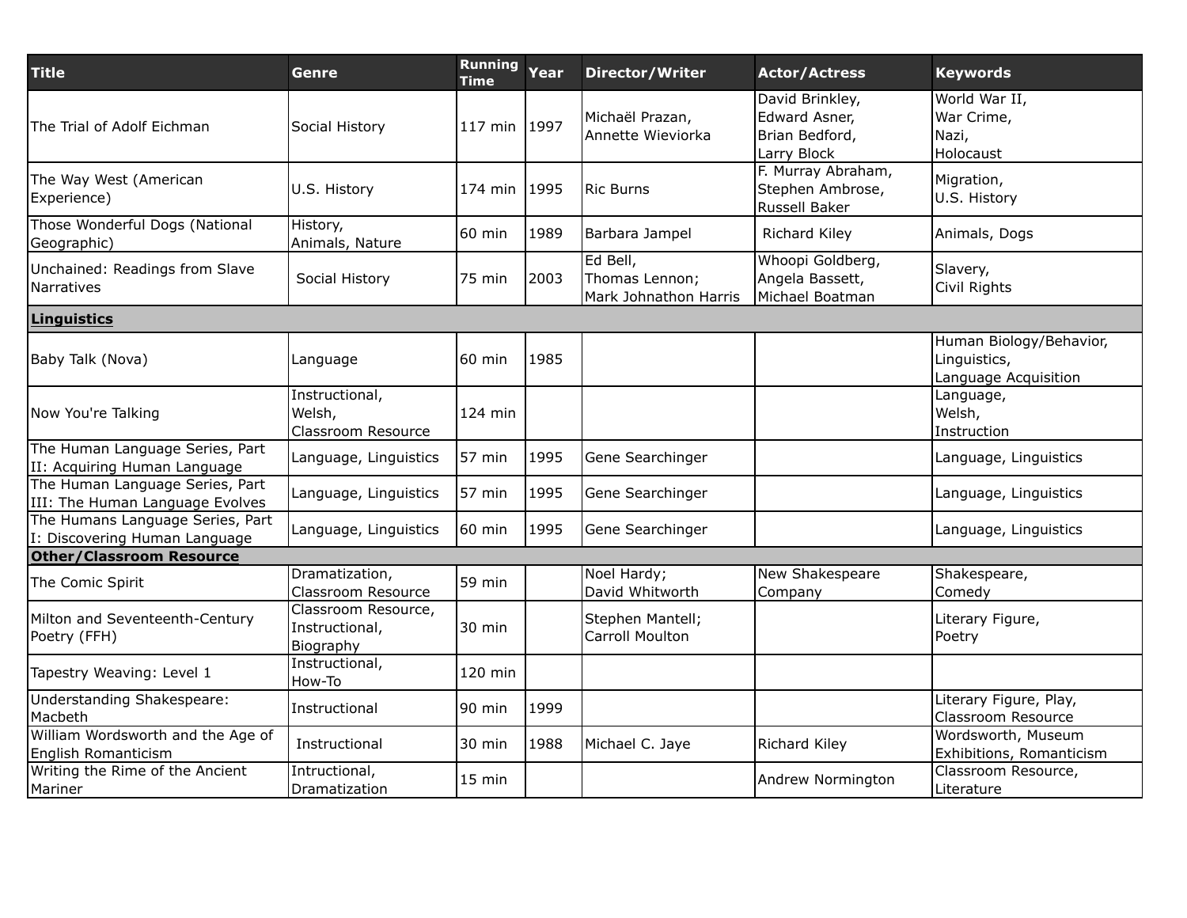| Title | Genre | Running Time | Year | Director/Writer | Actor/Actress | Keywords |
|---|---|---|---|---|---|---|
| The Trial of Adolf Eichman | Social History | 117 min | 1997 | Michaël Prazan, Annette Wieviorka | David Brinkley, Edward Asner, Brian Bedford, Larry Block | World War II, War Crime, Nazi, Holocaust |
| The Way West (American Experience) | U.S. History | 174 min | 1995 | Ric Burns | F. Murray Abraham, Stephen Ambrose, Russell Baker | Migration, U.S. History |
| Those Wonderful Dogs (National Geographic) | History, Animals, Nature | 60 min | 1989 | Barbara Jampel | Richard Kiley | Animals, Dogs |
| Unchained: Readings from Slave Narratives | Social History | 75 min | 2003 | Ed Bell, Thomas Lennon; Mark Johnathon Harris | Whoopi Goldberg, Angela Bassett, Michael Boatman | Slavery, Civil Rights |
| **Linguistics** | | | | | | |
| Baby Talk (Nova) | Language | 60 min | 1985 | | | Human Biology/Behavior, Linguistics, Language Acquisition |
| Now You're Talking | Instructional, Welsh, Classroom Resource | 124 min | | | | Language, Welsh, Instruction |
| The Human Language Series, Part II: Acquiring Human Language | Language, Linguistics | 57 min | 1995 | Gene Searchinger | | Language, Linguistics |
| The Human Language Series, Part III: The Human Language Evolves | Language, Linguistics | 57 min | 1995 | Gene Searchinger | | Language, Linguistics |
| The Humans Language Series, Part I: Discovering Human Language | Language, Linguistics | 60 min | 1995 | Gene Searchinger | | Language, Linguistics |
| **Other/Classroom Resource** | | | | | | |
| The Comic Spirit | Dramatization, Classroom Resource | 59 min | | Noel Hardy; David Whitworth | New Shakespeare Company | Shakespeare, Comedy |
| Milton and Seventeenth-Century Poetry (FFH) | Classroom Resource, Instructional, Biography | 30 min | | Stephen Mantell; Carroll Moulton | | Literary Figure, Poetry |
| Tapestry Weaving: Level 1 | Instructional, How-To | 120 min | | | | |
| Understanding Shakespeare: Macbeth | Instructional | 90 min | 1999 | | | Literary Figure, Play, Classroom Resource |
| William Wordsworth and the Age of English Romanticism | Instructional | 30 min | 1988 | Michael C. Jaye | Richard Kiley | Wordsworth, Museum Exhibitions, Romanticism |
| Writing the Rime of the Ancient Mariner | Intructional, Dramatization | 15 min | | | Andrew Normington | Classroom Resource, Literature |